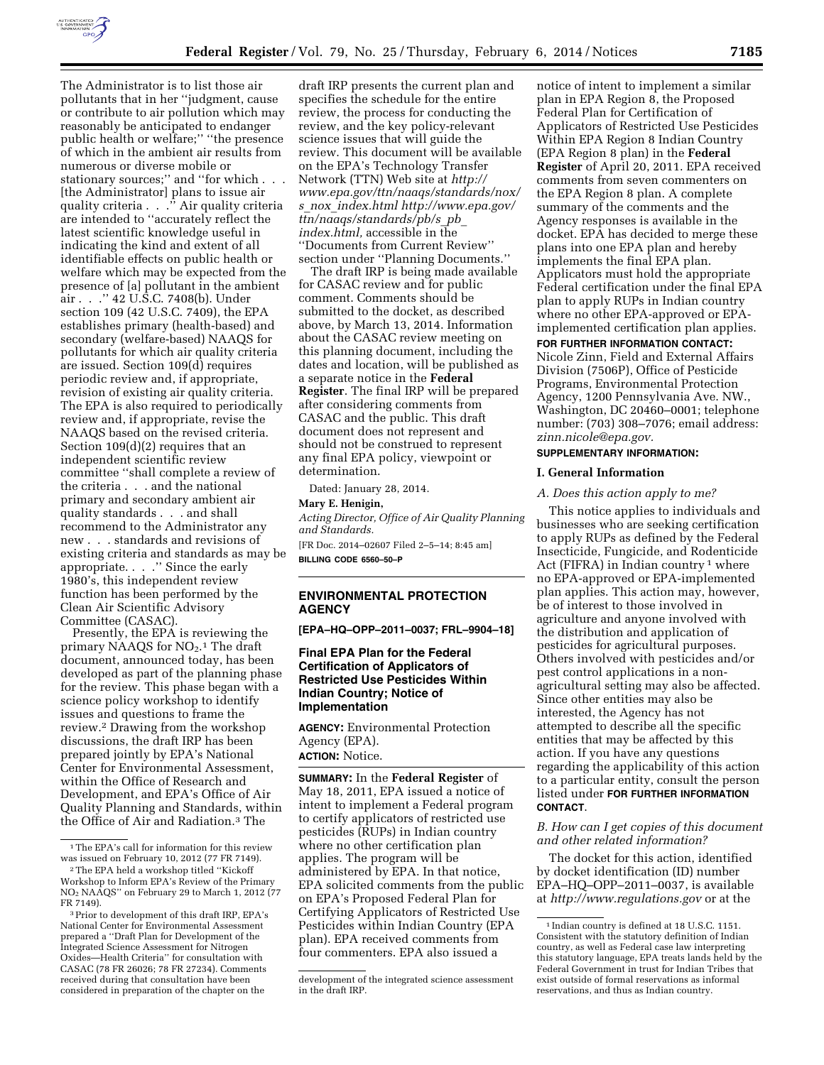The Administrator is to list those air pollutants that in her ''judgment, cause or contribute to air pollution which may reasonably be anticipated to endanger public health or welfare;'' ''the presence of which in the ambient air results from numerous or diverse mobile or stationary sources;'' and ''for which . . . [the Administrator] plans to issue air quality criteria . . .'' Air quality criteria are intended to ''accurately reflect the latest scientific knowledge useful in indicating the kind and extent of all identifiable effects on public health or welfare which may be expected from the presence of [a] pollutant in the ambient air . . .'' 42 U.S.C. 7408(b). Under section 109 (42 U.S.C. 7409), the EPA establishes primary (health-based) and secondary (welfare-based) NAAQS for pollutants for which air quality criteria are issued. Section 109(d) requires periodic review and, if appropriate, revision of existing air quality criteria. The EPA is also required to periodically review and, if appropriate, revise the NAAQS based on the revised criteria. Section 109(d)(2) requires that an independent scientific review committee ''shall complete a review of the criteria . . . and the national primary and secondary ambient air quality standards . . . and shall recommend to the Administrator any new . . . standards and revisions of existing criteria and standards as may be appropriate. . . .'' Since the early 1980's, this independent review function has been performed by the Clean Air Scientific Advisory Committee (CASAC).

Presently, the EPA is reviewing the primary NAAQS for $NO_2$.[1] The draft document, announced today, has been developed as part of the planning phase for the review. This phase began with a science policy workshop to identify issues and questions to frame the review.[2] Drawing from the workshop discussions, the draft IRP has been prepared jointly by EPA's National Center for Environmental Assessment, within the Office of Research and Development, and EPA's Office of Air Quality Planning and Standards, within the Office of Air and Radiation.[3] The draft IRP presents the current plan and specifies the schedule for the entire review, the process for conducting the review, and the key policy-relevant science issues that will guide the review. This document will be available on the EPA's Technology Transfer Network (TTN) Web site at *http://www.epa.gov/ttn/naaqs/standards/nox/s_nox_index.html http://www.epa.gov/ttn/naaqs/standards/pb/s_pb_index.html,* accessible in the ''Documents from Current Review'' section under ''Planning Documents.''

The draft IRP is being made available for CASAC review and for public comment. Comments should be submitted to the docket, as described above, by March 13, 2014. Information about the CASAC review meeting on this planning document, including the dates and location, will be published as a separate notice in the **Federal Register**. The final IRP will be prepared after considering comments from CASAC and the public. This draft document does not represent and should not be construed to represent any final EPA policy, viewpoint or determination.

Dated: January 28, 2014.

**Mary E. Henigin,**

*Acting Director, Office of Air Quality Planning and Standards.*

[FR Doc. 2014–02607 Filed 2–5–14; 8:45 am]

**BILLING CODE 6560–50–P**

[1] The EPA's call for information for this review was issued on February 10, 2012 (77 FR 7149).

[2] The EPA held a workshop titled ''Kickoff Workshop to Inform EPA's Review of the Primary $NO_2$ NAAQS'' on February 29 to March 1, 2012 (77 FR 7149).

[3] Prior to development of this draft IRP, EPA's National Center for Environmental Assessment prepared a ''Draft Plan for Development of the Integrated Science Assessment for Nitrogen Oxides—Health Criteria'' for consultation with CASAC (78 FR 26026; 78 FR 27234). Comments received during that consultation have been considered in preparation of the chapter on the development of the integrated science assessment in the draft IRP.

## ENVIRONMENTAL PROTECTION AGENCY

**[EPA–HQ–OPP–2011–0037; FRL–9904–18]**

### Final EPA Plan for the Federal Certification of Applicators of Restricted Use Pesticides Within Indian Country; Notice of Implementation

**AGENCY:** Environmental Protection Agency (EPA).

**ACTION:** Notice.

**SUMMARY:** In the **Federal Register** of May 18, 2011, EPA issued a notice of intent to implement a Federal program to certify applicators of restricted use pesticides (RUPs) in Indian country where no other certification plan applies. The program will be administered by EPA. In that notice, EPA solicited comments from the public on EPA's Proposed Federal Plan for Certifying Applicators of Restricted Use Pesticides within Indian Country (EPA plan). EPA received comments from four commenters. EPA also issued a notice of intent to implement a similar plan in EPA Region 8, the Proposed Federal Plan for Certification of Applicators of Restricted Use Pesticides Within EPA Region 8 Indian Country (EPA Region 8 plan) in the **Federal Register** of April 20, 2011. EPA received comments from seven commenters on the EPA Region 8 plan. A complete summary of the comments and the Agency responses is available in the docket. EPA has decided to merge these plans into one EPA plan and hereby implements the final EPA plan. Applicators must hold the appropriate Federal certification under the final EPA plan to apply RUPs in Indian country where no other EPA-approved or EPA-implemented certification plan applies.

**FOR FURTHER INFORMATION CONTACT:** Nicole Zinn, Field and External Affairs Division (7506P), Office of Pesticide Programs, Environmental Protection Agency, 1200 Pennsylvania Ave. NW., Washington, DC 20460–0001; telephone number: (703) 308–7076; email address: *zinn.nicole@epa.gov.*

**SUPPLEMENTARY INFORMATION:**

#### I. General Information

*A. Does this action apply to me?*

This notice applies to individuals and businesses who are seeking certification to apply RUPs as defined by the Federal Insecticide, Fungicide, and Rodenticide Act (FIFRA) in Indian country[1] where no EPA-approved or EPA-implemented plan applies. This action may, however, be of interest to those involved in agriculture and anyone involved with the distribution and application of pesticides for agricultural purposes. Others involved with pesticides and/or pest control applications in a non-agricultural setting may also be affected. Since other entities may also be interested, the Agency has not attempted to describe all the specific entities that may be affected by this action. If you have any questions regarding the applicability of this action to a particular entity, consult the person listed under **FOR FURTHER INFORMATION CONTACT**.

*B. How can I get copies of this document and other related information?*

The docket for this action, identified by docket identification (ID) number EPA–HQ–OPP–2011–0037, is available at *http://www.regulations.gov* or at the

[1] Indian country is defined at 18 U.S.C. 1151. Consistent with the statutory definition of Indian country, as well as Federal case law interpreting this statutory language, EPA treats lands held by the Federal Government in trust for Indian Tribes that exist outside of formal reservations as informal reservations, and thus as Indian country.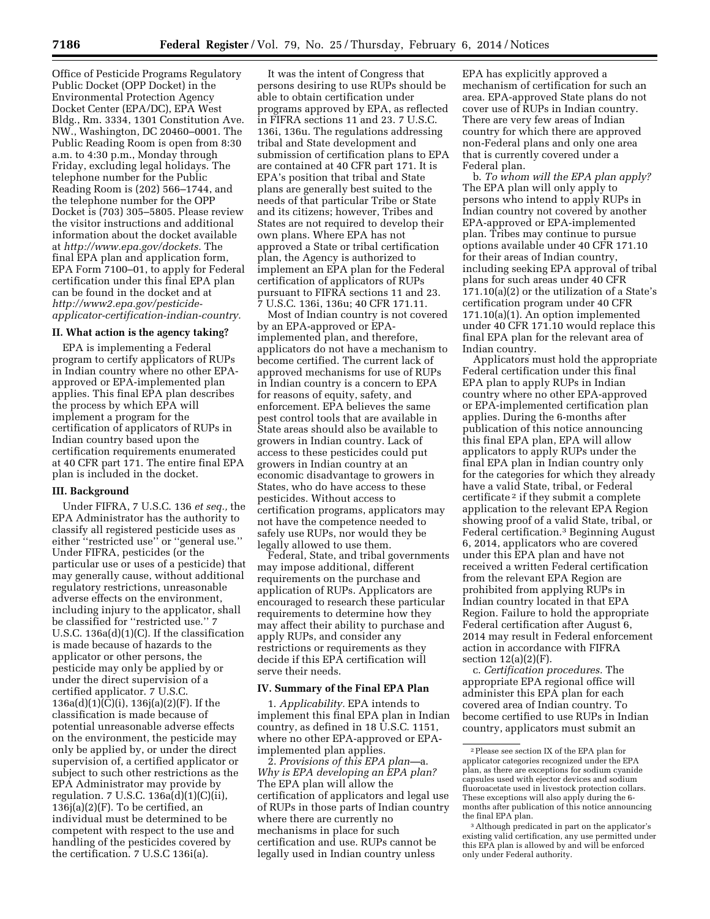Office of Pesticide Programs Regulatory Public Docket (OPP Docket) in the Environmental Protection Agency Docket Center (EPA/DC), EPA West Bldg., Rm. 3334, 1301 Constitution Ave. NW., Washington, DC 20460–0001. The Public Reading Room is open from 8:30 a.m. to 4:30 p.m., Monday through Friday, excluding legal holidays. The telephone number for the Public Reading Room is (202) 566–1744, and the telephone number for the OPP Docket is (703) 305–5805. Please review the visitor instructions and additional information about the docket available at *http://www.epa.gov/dockets.* The final EPA plan and application form, EPA Form 7100–01, to apply for Federal certification under this final EPA plan can be found in the docket and at *http://www2.epa.gov/pesticide-applicator-certification-indian-country.*

## II. What action is the agency taking?

EPA is implementing a Federal program to certify applicators of RUPs in Indian country where no other EPA-approved or EPA-implemented plan applies. This final EPA plan describes the process by which EPA will implement a program for the certification of applicators of RUPs in Indian country based upon the certification requirements enumerated at 40 CFR part 171. The entire final EPA plan is included in the docket.

## III. Background

Under FIFRA, 7 U.S.C. 136 *et seq.,* the EPA Administrator has the authority to classify all registered pesticide uses as either "restricted use" or "general use." Under FIFRA, pesticides (or the particular use or uses of a pesticide) that may generally cause, without additional regulatory restrictions, unreasonable adverse effects on the environment, including injury to the applicator, shall be classified for "restricted use." 7 U.S.C. 136a(d)(1)(C). If the classification is made because of hazards to the applicator or other persons, the pesticide may only be applied by or under the direct supervision of a certified applicator. 7 U.S.C. 136a(d)(1)(C)(i), 136j(a)(2)(F). If the classification is made because of potential unreasonable adverse effects on the environment, the pesticide may only be applied by, or under the direct supervision of, a certified applicator or subject to such other restrictions as the EPA Administrator may provide by regulation. 7 U.S.C. 136a(d)(1)(C)(ii), 136j(a)(2)(F). To be certified, an individual must be determined to be competent with respect to the use and handling of the pesticides covered by the certification. 7 U.S.C 136i(a).

It was the intent of Congress that persons desiring to use RUPs should be able to obtain certification under programs approved by EPA, as reflected in FIFRA sections 11 and 23. 7 U.S.C. 136i, 136u. The regulations addressing tribal and State development and submission of certification plans to EPA are contained at 40 CFR part 171. It is EPA's position that tribal and State plans are generally best suited to the needs of that particular Tribe or State and its citizens; however, Tribes and States are not required to develop their own plans. Where EPA has not approved a State or tribal certification plan, the Agency is authorized to implement an EPA plan for the Federal certification of applicators of RUPs pursuant to FIFRA sections 11 and 23. 7 U.S.C. 136i, 136u; 40 CFR 171.11.

Most of Indian country is not covered by an EPA-approved or EPA-implemented plan, and therefore, applicators do not have a mechanism to become certified. The current lack of approved mechanisms for use of RUPs in Indian country is a concern to EPA for reasons of equity, safety, and enforcement. EPA believes the same pest control tools that are available in State areas should also be available to growers in Indian country. Lack of access to these pesticides could put growers in Indian country at an economic disadvantage to growers in States, who do have access to these pesticides. Without access to certification programs, applicators may not have the competence needed to safely use RUPs, nor would they be legally allowed to use them.

Federal, State, and tribal governments may impose additional, different requirements on the purchase and application of RUPs. Applicators are encouraged to research these particular requirements to determine how they may affect their ability to purchase and apply RUPs, and consider any restrictions or requirements as they decide if this EPA certification will serve their needs.

## IV. Summary of the Final EPA Plan

1. *Applicability.* EPA intends to implement this final EPA plan in Indian country, as defined in 18 U.S.C. 1151, where no other EPA-approved or EPA-implemented plan applies.

2. *Provisions of this EPA plan*—a. *Why is EPA developing an EPA plan?* The EPA plan will allow the certification of applicators and legal use of RUPs in those parts of Indian country where there are currently no mechanisms in place for such certification and use. RUPs cannot be legally used in Indian country unless EPA has explicitly approved a mechanism of certification for such an area. EPA-approved State plans do not cover use of RUPs in Indian country. There are very few areas of Indian country for which there are approved non-Federal plans and only one area that is currently covered under a Federal plan.

b. *To whom will the EPA plan apply?* The EPA plan will only apply to persons who intend to apply RUPs in Indian country not covered by another EPA-approved or EPA-implemented plan. Tribes may continue to pursue options available under 40 CFR 171.10 for their areas of Indian country, including seeking EPA approval of tribal plans for such areas under 40 CFR 171.10(a)(2) or the utilization of a State's certification program under 40 CFR 171.10(a)(1). An option implemented under 40 CFR 171.10 would replace this final EPA plan for the relevant area of Indian country.

Applicators must hold the appropriate Federal certification under this final EPA plan to apply RUPs in Indian country where no other EPA-approved or EPA-implemented certification plan applies. During the 6-months after publication of this notice announcing this final EPA plan, EPA will allow applicators to apply RUPs under the final EPA plan in Indian country only for the categories for which they already have a valid State, tribal, or Federal certificate [2] if they submit a complete application to the relevant EPA Region showing proof of a valid State, tribal, or Federal certification.[3] Beginning August 6, 2014, applicators who are covered under this EPA plan and have not received a written Federal certification from the relevant EPA Region are prohibited from applying RUPs in Indian country located in that EPA Region. Failure to hold the appropriate Federal certification after August 6, 2014 may result in Federal enforcement action in accordance with FIFRA section 12(a)(2)(F).

c. *Certification procedures.* The appropriate EPA regional office will administer this EPA plan for each covered area of Indian country. To become certified to use RUPs in Indian country, applicators must submit an

[2] Please see section IX of the EPA plan for applicator categories recognized under the EPA plan, as there are exceptions for sodium cyanide capsules used with ejector devices and sodium fluoroacetate used in livestock protection collars. These exceptions will also apply during the 6-months after publication of this notice announcing the final EPA plan.

[3] Although predicated in part on the applicator's existing valid certification, any use permitted under this EPA plan is allowed by and will be enforced only under Federal authority.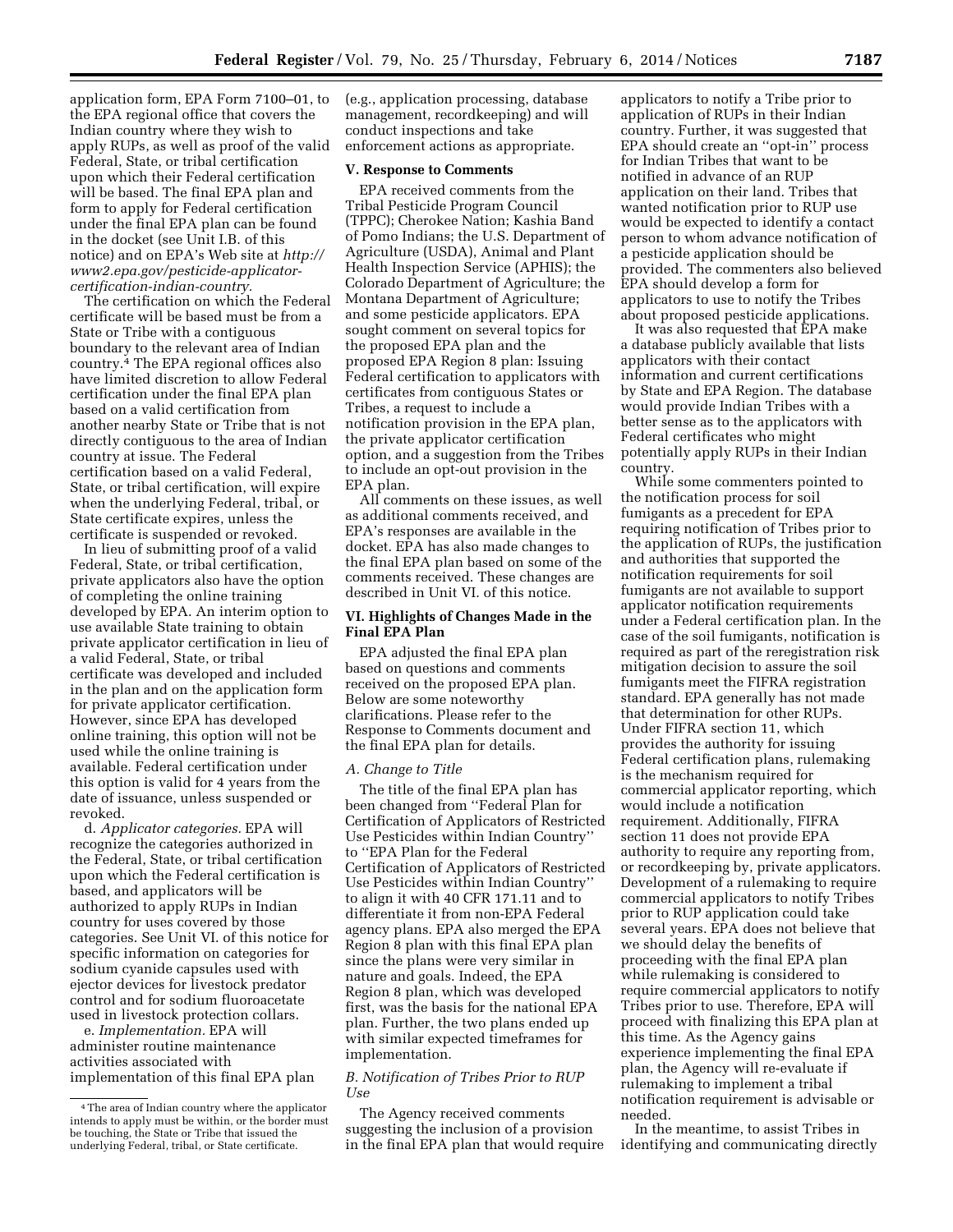application form, EPA Form 7100–01, to the EPA regional office that covers the Indian country where they wish to apply RUPs, as well as proof of the valid Federal, State, or tribal certification upon which their Federal certification will be based. The final EPA plan and form to apply for Federal certification under the final EPA plan can be found in the docket (see Unit I.B. of this notice) and on EPA's Web site at *http://www2.epa.gov/pesticide-applicator-certification-indian-country.*

The certification on which the Federal certificate will be based must be from a State or Tribe with a contiguous boundary to the relevant area of Indian country.[4] The EPA regional offices also have limited discretion to allow Federal certification under the final EPA plan based on a valid certification from another nearby State or Tribe that is not directly contiguous to the area of Indian country at issue. The Federal certification based on a valid Federal, State, or tribal certification, will expire when the underlying Federal, tribal, or State certificate expires, unless the certificate is suspended or revoked.

In lieu of submitting proof of a valid Federal, State, or tribal certification, private applicators also have the option of completing the online training developed by EPA. An interim option to use available State training to obtain private applicator certification in lieu of a valid Federal, State, or tribal certificate was developed and included in the plan and on the application form for private applicator certification. However, since EPA has developed online training, this option will not be used while the online training is available. Federal certification under this option is valid for 4 years from the date of issuance, unless suspended or revoked.

d. *Applicator categories.* EPA will recognize the categories authorized in the Federal, State, or tribal certification upon which the Federal certification is based, and applicators will be authorized to apply RUPs in Indian country for uses covered by those categories. See Unit VI. of this notice for specific information on categories for sodium cyanide capsules used with ejector devices for livestock predator control and for sodium fluoroacetate used in livestock protection collars.

e. *Implementation.* EPA will administer routine maintenance activities associated with implementation of this final EPA plan (e.g., application processing, database management, recordkeeping) and will conduct inspections and take enforcement actions as appropriate.

## V. Response to Comments

EPA received comments from the Tribal Pesticide Program Council (TPPC); Cherokee Nation; Kashia Band of Pomo Indians; the U.S. Department of Agriculture (USDA), Animal and Plant Health Inspection Service (APHIS); the Colorado Department of Agriculture; the Montana Department of Agriculture; and some pesticide applicators. EPA sought comment on several topics for the proposed EPA plan and the proposed EPA Region 8 plan: Issuing Federal certification to applicators with certificates from contiguous States or Tribes, a request to include a notification provision in the EPA plan, the private applicator certification option, and a suggestion from the Tribes to include an opt-out provision in the EPA plan.

All comments on these issues, as well as additional comments received, and EPA's responses are available in the docket. EPA has also made changes to the final EPA plan based on some of the comments received. These changes are described in Unit VI. of this notice.

## VI. Highlights of Changes Made in the Final EPA Plan

EPA adjusted the final EPA plan based on questions and comments received on the proposed EPA plan. Below are some noteworthy clarifications. Please refer to the Response to Comments document and the final EPA plan for details.

### *A. Change to Title*

The title of the final EPA plan has been changed from ''Federal Plan for Certification of Applicators of Restricted Use Pesticides within Indian Country'' to ''EPA Plan for the Federal Certification of Applicators of Restricted Use Pesticides within Indian Country'' to align it with 40 CFR 171.11 and to differentiate it from non-EPA Federal agency plans. EPA also merged the EPA Region 8 plan with this final EPA plan since the plans were very similar in nature and goals. Indeed, the EPA Region 8 plan, which was developed first, was the basis for the national EPA plan. Further, the two plans ended up with similar expected timeframes for implementation.

### *B. Notification of Tribes Prior to RUP Use*

The Agency received comments suggesting the inclusion of a provision in the final EPA plan that would require applicators to notify a Tribe prior to application of RUPs in their Indian country. Further, it was suggested that EPA should create an ''opt-in'' process for Indian Tribes that want to be notified in advance of an RUP application on their land. Tribes that wanted notification prior to RUP use would be expected to identify a contact person to whom advance notification of a pesticide application should be provided. The commenters also believed EPA should develop a form for applicators to use to notify the Tribes about proposed pesticide applications.

It was also requested that EPA make a database publicly available that lists applicators with their contact information and current certifications by State and EPA Region. The database would provide Indian Tribes with a better sense as to the applicators with Federal certificates who might potentially apply RUPs in their Indian country.

While some commenters pointed to the notification process for soil fumigants as a precedent for EPA requiring notification of Tribes prior to the application of RUPs, the justification and authorities that supported the notification requirements for soil fumigants are not available to support applicator notification requirements under a Federal certification plan. In the case of the soil fumigants, notification is required as part of the reregistration risk mitigation decision to assure the soil fumigants meet the FIFRA registration standard. EPA generally has not made that determination for other RUPs. Under FIFRA section 11, which provides the authority for issuing Federal certification plans, rulemaking is the mechanism required for commercial applicator reporting, which would include a notification requirement. Additionally, FIFRA section 11 does not provide EPA authority to require any reporting from, or recordkeeping by, private applicators. Development of a rulemaking to require commercial applicators to notify Tribes prior to RUP application could take several years. EPA does not believe that we should delay the benefits of proceeding with the final EPA plan while rulemaking is considered to require commercial applicators to notify Tribes prior to use. Therefore, EPA will proceed with finalizing this EPA plan at this time. As the Agency gains experience implementing the final EPA plan, the Agency will re-evaluate if rulemaking to implement a tribal notification requirement is advisable or needed.

In the meantime, to assist Tribes in identifying and communicating directly

[4] The area of Indian country where the applicator intends to apply must be within, or the border must be touching, the State or Tribe that issued the underlying Federal, tribal, or State certificate.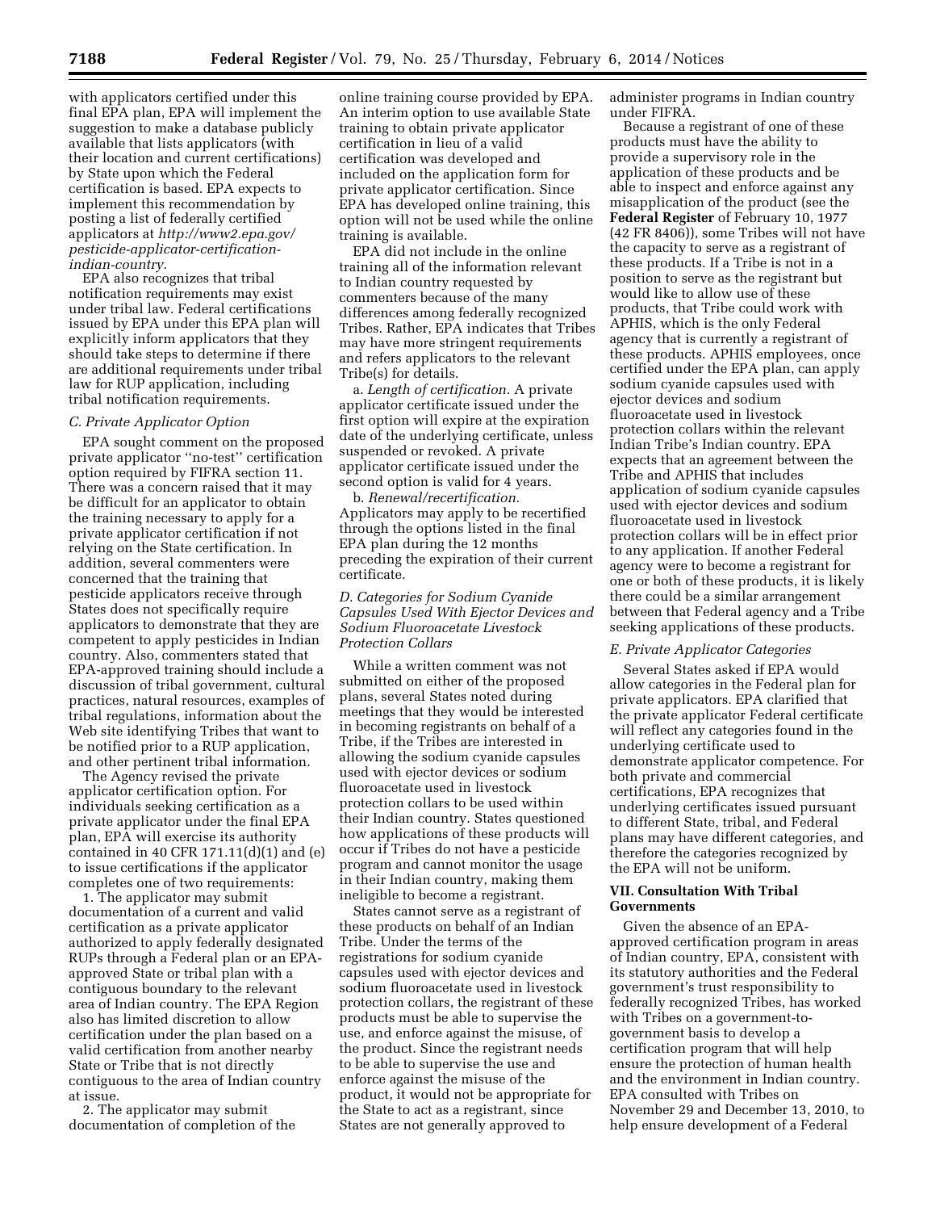with applicators certified under this final EPA plan, EPA will implement the suggestion to make a database publicly available that lists applicators (with their location and current certifications) by State upon which the Federal certification is based. EPA expects to implement this recommendation by posting a list of federally certified applicators at *http://www2.epa.gov/pesticide-applicator-certification-indian-country.*

EPA also recognizes that tribal notification requirements may exist under tribal law. Federal certifications issued by EPA under this EPA plan will explicitly inform applicators that they should take steps to determine if there are additional requirements under tribal law for RUP application, including tribal notification requirements.

### *C. Private Applicator Option*

EPA sought comment on the proposed private applicator ''no-test'' certification option required by FIFRA section 11. There was a concern raised that it may be difficult for an applicator to obtain the training necessary to apply for a private applicator certification if not relying on the State certification. In addition, several commenters were concerned that the training that pesticide applicators receive through States does not specifically require applicators to demonstrate that they are competent to apply pesticides in Indian country. Also, commenters stated that EPA-approved training should include a discussion of tribal government, cultural practices, natural resources, examples of tribal regulations, information about the Web site identifying Tribes that want to be notified prior to a RUP application, and other pertinent tribal information.

The Agency revised the private applicator certification option. For individuals seeking certification as a private applicator under the final EPA plan, EPA will exercise its authority contained in 40 CFR 171.11(d)(1) and (e) to issue certifications if the applicator completes one of two requirements:

1. The applicator may submit documentation of a current and valid certification as a private applicator authorized to apply federally designated RUPs through a Federal plan or an EPA-approved State or tribal plan with a contiguous boundary to the relevant area of Indian country. The EPA Region also has limited discretion to allow certification under the plan based on a valid certification from another nearby State or Tribe that is not directly contiguous to the area of Indian country at issue.

2. The applicator may submit documentation of completion of the online training course provided by EPA. An interim option to use available State training to obtain private applicator certification in lieu of a valid certification was developed and included on the application form for private applicator certification. Since EPA has developed online training, this option will not be used while the online training is available.

EPA did not include in the online training all of the information relevant to Indian country requested by commenters because of the many differences among federally recognized Tribes. Rather, EPA indicates that Tribes may have more stringent requirements and refers applicators to the relevant Tribe(s) for details.

a. *Length of certification.* A private applicator certificate issued under the first option will expire at the expiration date of the underlying certificate, unless suspended or revoked. A private applicator certificate issued under the second option is valid for 4 years.

b. *Renewal/recertification.* Applicators may apply to be recertified through the options listed in the final EPA plan during the 12 months preceding the expiration of their current certificate.

### *D. Categories for Sodium Cyanide Capsules Used With Ejector Devices and Sodium Fluoroacetate Livestock Protection Collars*

While a written comment was not submitted on either of the proposed plans, several States noted during meetings that they would be interested in becoming registrants on behalf of a Tribe, if the Tribes are interested in allowing the sodium cyanide capsules used with ejector devices or sodium fluoroacetate used in livestock protection collars to be used within their Indian country. States questioned how applications of these products will occur if Tribes do not have a pesticide program and cannot monitor the usage in their Indian country, making them ineligible to become a registrant.

States cannot serve as a registrant of these products on behalf of an Indian Tribe. Under the terms of the registrations for sodium cyanide capsules used with ejector devices and sodium fluoroacetate used in livestock protection collars, the registrant of these products must be able to supervise the use, and enforce against the misuse, of the product. Since the registrant needs to be able to supervise the use and enforce against the misuse of the product, it would not be appropriate for the State to act as a registrant, since States are not generally approved to administer programs in Indian country under FIFRA.

Because a registrant of one of these products must have the ability to provide a supervisory role in the application of these products and be able to inspect and enforce against any misapplication of the product (see the **Federal Register** of February 10, 1977 (42 FR 8406)), some Tribes will not have the capacity to serve as a registrant of these products. If a Tribe is not in a position to serve as the registrant but would like to allow use of these products, that Tribe could work with APHIS, which is the only Federal agency that is currently a registrant of these products. APHIS employees, once certified under the EPA plan, can apply sodium cyanide capsules used with ejector devices and sodium fluoroacetate used in livestock protection collars within the relevant Indian Tribe's Indian country. EPA expects that an agreement between the Tribe and APHIS that includes application of sodium cyanide capsules used with ejector devices and sodium fluoroacetate used in livestock protection collars will be in effect prior to any application. If another Federal agency were to become a registrant for one or both of these products, it is likely there could be a similar arrangement between that Federal agency and a Tribe seeking applications of these products.

### *E. Private Applicator Categories*

Several States asked if EPA would allow categories in the Federal plan for private applicators. EPA clarified that the private applicator Federal certificate will reflect any categories found in the underlying certificate used to demonstrate applicator competence. For both private and commercial certifications, EPA recognizes that underlying certificates issued pursuant to different State, tribal, and Federal plans may have different categories, and therefore the categories recognized by the EPA will not be uniform.

## VII. Consultation With Tribal Governments

Given the absence of an EPA-approved certification program in areas of Indian country, EPA, consistent with its statutory authorities and the Federal government's trust responsibility to federally recognized Tribes, has worked with Tribes on a government-to-government basis to develop a certification program that will help ensure the protection of human health and the environment in Indian country. EPA consulted with Tribes on November 29 and December 13, 2010, to help ensure development of a Federal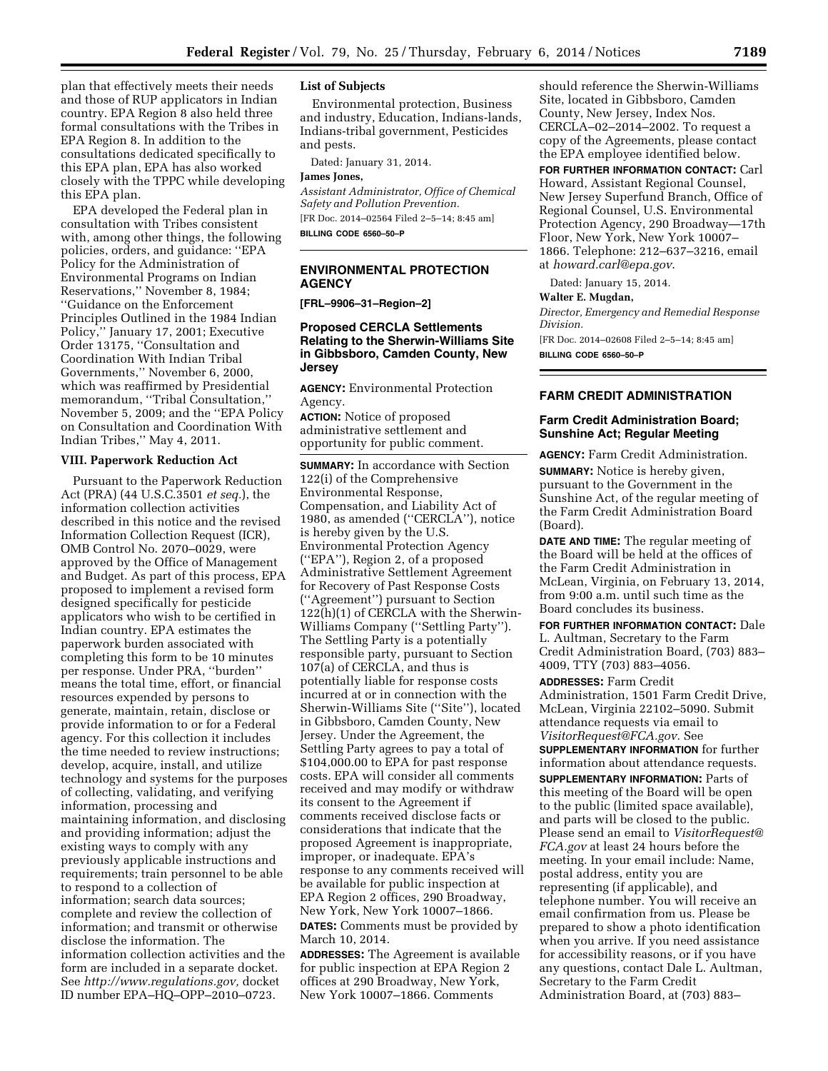plan that effectively meets their needs and those of RUP applicators in Indian country. EPA Region 8 also held three formal consultations with the Tribes in EPA Region 8. In addition to the consultations dedicated specifically to this EPA plan, EPA has also worked closely with the TPPC while developing this EPA plan.

EPA developed the Federal plan in consultation with Tribes consistent with, among other things, the following policies, orders, and guidance: ''EPA Policy for the Administration of Environmental Programs on Indian Reservations,'' November 8, 1984; ''Guidance on the Enforcement Principles Outlined in the 1984 Indian Policy,'' January 17, 2001; Executive Order 13175, ''Consultation and Coordination With Indian Tribal Governments,'' November 6, 2000, which was reaffirmed by Presidential memorandum, ''Tribal Consultation,'' November 5, 2009; and the ''EPA Policy on Consultation and Coordination With Indian Tribes,'' May 4, 2011.

### VIII. Paperwork Reduction Act

Pursuant to the Paperwork Reduction Act (PRA) (44 U.S.C.3501 *et seq.*), the information collection activities described in this notice and the revised Information Collection Request (ICR), OMB Control No. 2070–0029, were approved by the Office of Management and Budget. As part of this process, EPA proposed to implement a revised form designed specifically for pesticide applicators who wish to be certified in Indian country. EPA estimates the paperwork burden associated with completing this form to be 10 minutes per response. Under PRA, ''burden'' means the total time, effort, or financial resources expended by persons to generate, maintain, retain, disclose or provide information to or for a Federal agency. For this collection it includes the time needed to review instructions; develop, acquire, install, and utilize technology and systems for the purposes of collecting, validating, and verifying information, processing and maintaining information, and disclosing and providing information; adjust the existing ways to comply with any previously applicable instructions and requirements; train personnel to be able to respond to a collection of information; search data sources; complete and review the collection of information; and transmit or otherwise disclose the information. The information collection activities and the form are included in a separate docket. See *http://www.regulations.gov,* docket ID number EPA–HQ–OPP–2010–0723.

### List of Subjects

Environmental protection, Business and industry, Education, Indians-lands, Indians-tribal government, Pesticides and pests.

Dated: January 31, 2014.

**James Jones,**

*Assistant Administrator, Office of Chemical Safety and Pollution Prevention.*

[FR Doc. 2014–02564 Filed 2–5–14; 8:45 am]

**BILLING CODE 6560–50–P**

## ENVIRONMENTAL PROTECTION AGENCY

**[FRL–9906–31–Region–2]**

### Proposed CERCLA Settlements Relating to the Sherwin-Williams Site in Gibbsboro, Camden County, New Jersey

**AGENCY:** Environmental Protection Agency.

**ACTION:** Notice of proposed administrative settlement and opportunity for public comment.

**SUMMARY:** In accordance with Section 122(i) of the Comprehensive Environmental Response, Compensation, and Liability Act of 1980, as amended (''CERCLA''), notice is hereby given by the U.S. Environmental Protection Agency (''EPA''), Region 2, of a proposed Administrative Settlement Agreement for Recovery of Past Response Costs (''Agreement'') pursuant to Section 122(h)(1) of CERCLA with the Sherwin-Williams Company (''Settling Party''). The Settling Party is a potentially responsible party, pursuant to Section 107(a) of CERCLA, and thus is potentially liable for response costs incurred at or in connection with the Sherwin-Williams Site (''Site''), located in Gibbsboro, Camden County, New Jersey. Under the Agreement, the Settling Party agrees to pay a total of $104,000.00 to EPA for past response costs. EPA will consider all comments received and may modify or withdraw its consent to the Agreement if comments received disclose facts or considerations that indicate that the proposed Agreement is inappropriate, improper, or inadequate. EPA's response to any comments received will be available for public inspection at EPA Region 2 offices, 290 Broadway, New York, New York 10007–1866.

**DATES:** Comments must be provided by March 10, 2014.

**ADDRESSES:** The Agreement is available for public inspection at EPA Region 2 offices at 290 Broadway, New York, New York 10007–1866. Comments should reference the Sherwin-Williams Site, located in Gibbsboro, Camden County, New Jersey, Index Nos. CERCLA–02–2014–2002. To request a copy of the Agreements, please contact the EPA employee identified below.

**FOR FURTHER INFORMATION CONTACT:** Carl Howard, Assistant Regional Counsel, New Jersey Superfund Branch, Office of Regional Counsel, U.S. Environmental Protection Agency, 290 Broadway—17th Floor, New York, New York 10007–1866. Telephone: 212–637–3216, email at *howard.carl@epa.gov*.

Dated: January 15, 2014.

**Walter E. Mugdan,**

*Director, Emergency and Remedial Response Division.*

[FR Doc. 2014–02608 Filed 2–5–14; 8:45 am]

**BILLING CODE 6560–50–P**

## FARM CREDIT ADMINISTRATION

### Farm Credit Administration Board; Sunshine Act; Regular Meeting

**AGENCY:** Farm Credit Administration.

**SUMMARY:** Notice is hereby given, pursuant to the Government in the Sunshine Act, of the regular meeting of the Farm Credit Administration Board (Board).

**DATE AND TIME:** The regular meeting of the Board will be held at the offices of the Farm Credit Administration in McLean, Virginia, on February 13, 2014, from 9:00 a.m. until such time as the Board concludes its business.

**FOR FURTHER INFORMATION CONTACT:** Dale L. Aultman, Secretary to the Farm Credit Administration Board, (703) 883–4009, TTY (703) 883–4056.

**ADDRESSES:** Farm Credit Administration, 1501 Farm Credit Drive, McLean, Virginia 22102–5090. Submit attendance requests via email to *VisitorRequest@FCA.gov.* See **SUPPLEMENTARY INFORMATION** for further information about attendance requests.

**SUPPLEMENTARY INFORMATION:** Parts of this meeting of the Board will be open to the public (limited space available), and parts will be closed to the public. Please send an email to *VisitorRequest@FCA.gov* at least 24 hours before the meeting. In your email include: Name, postal address, entity you are representing (if applicable), and telephone number. You will receive an email confirmation from us. Please be prepared to show a photo identification when you arrive. If you need assistance for accessibility reasons, or if you have any questions, contact Dale L. Aultman, Secretary to the Farm Credit Administration Board, at (703) 883–